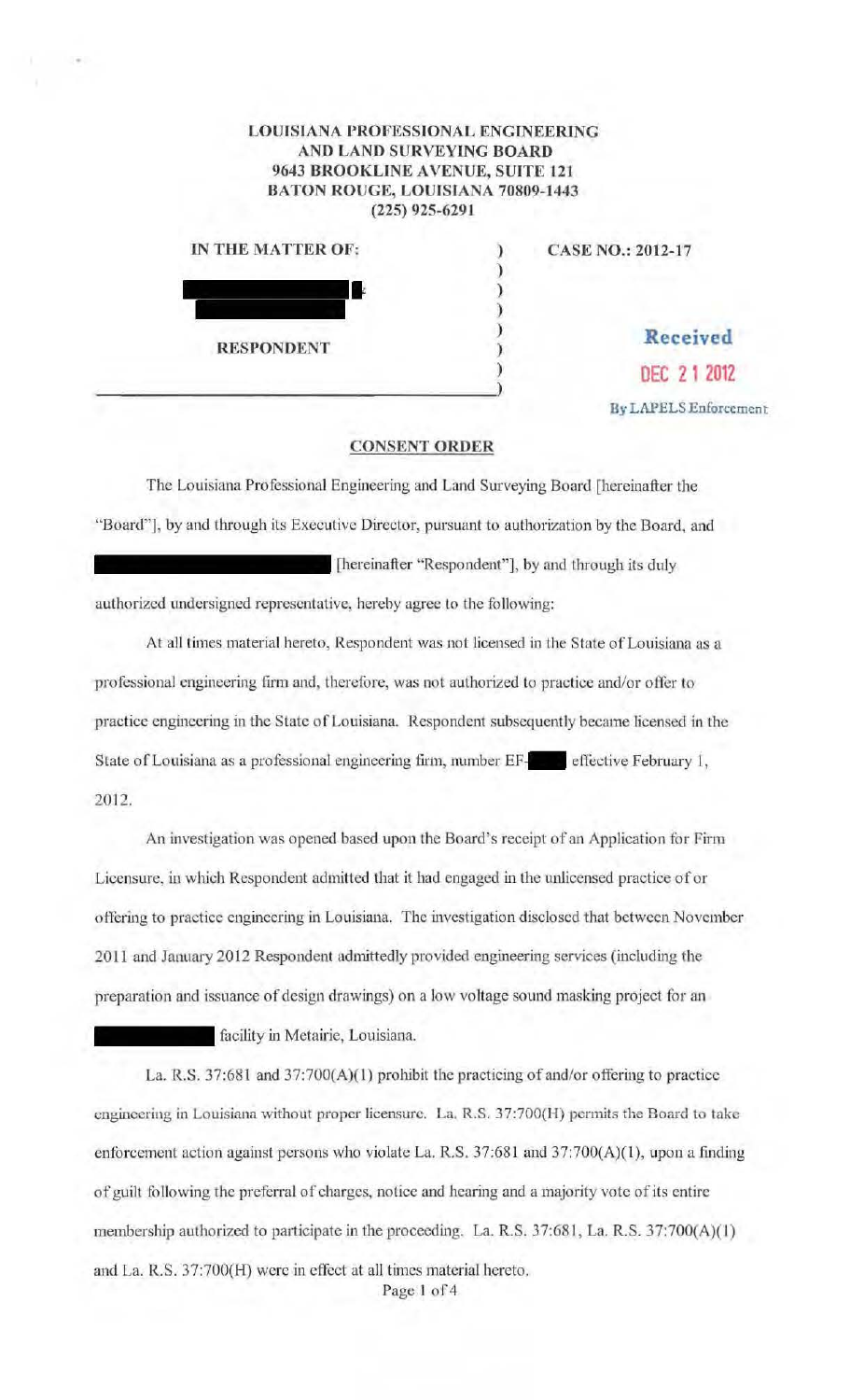**LOUISIANA PROFESSIONAL ENGINEERING AND LAND SURVEYING BOARD**
**9643 BROOKLINE AVENUE, SUITE 121**
**BATON ROUGE, LOUISIANA 70809-1443**
**(225) 925-6291**

| | |
|---|---|
| **IN THE MATTER OF:** | **CASE NO.: 2012-17** |
| [REDACTED] | |
| **RESPONDENT** | Received DEC 21 2012 By LAPELS Enforcement |

## CONSENT ORDER

The Louisiana Professional Engineering and Land Surveying Board [hereinafter the "Board"], by and through its Executive Director, pursuant to authorization by the Board, and [REDACTED] [hereinafter "Respondent"], by and through its duly authorized undersigned representative, hereby agree to the following:

At all times material hereto, Respondent was not licensed in the State of Louisiana as a professional engineering firm and, therefore, was not authorized to practice and/or offer to practice engineering in the State of Louisiana. Respondent subsequently became licensed in the State of Louisiana as a professional engineering firm, number EF-[REDACTED] effective February 1, 2012.

An investigation was opened based upon the Board's receipt of an Application for Firm Licensure, in which Respondent admitted that it had engaged in the unlicensed practice of or offering to practice engineering in Louisiana. The investigation disclosed that between November 2011 and January 2012 Respondent admittedly provided engineering services (including the preparation and issuance of design drawings) on a low voltage sound masking project for an [REDACTED] facility in Metairie, Louisiana.

La. R.S. 37:681 and 37:700(A)(1) prohibit the practicing of and/or offering to practice engineering in Louisiana without proper licensure. La. R.S. 37:700(H) permits the Board to take enforcement action against persons who violate La. R.S. 37:681 and 37:700(A)(1), upon a finding of guilt following the preferral of charges, notice and hearing and a majority vote of its entire membership authorized to participate in the proceeding. La. R.S. 37:681, La. R.S. 37:700(A)(1) and La. R.S. 37:700(H) were in effect at all times material hereto.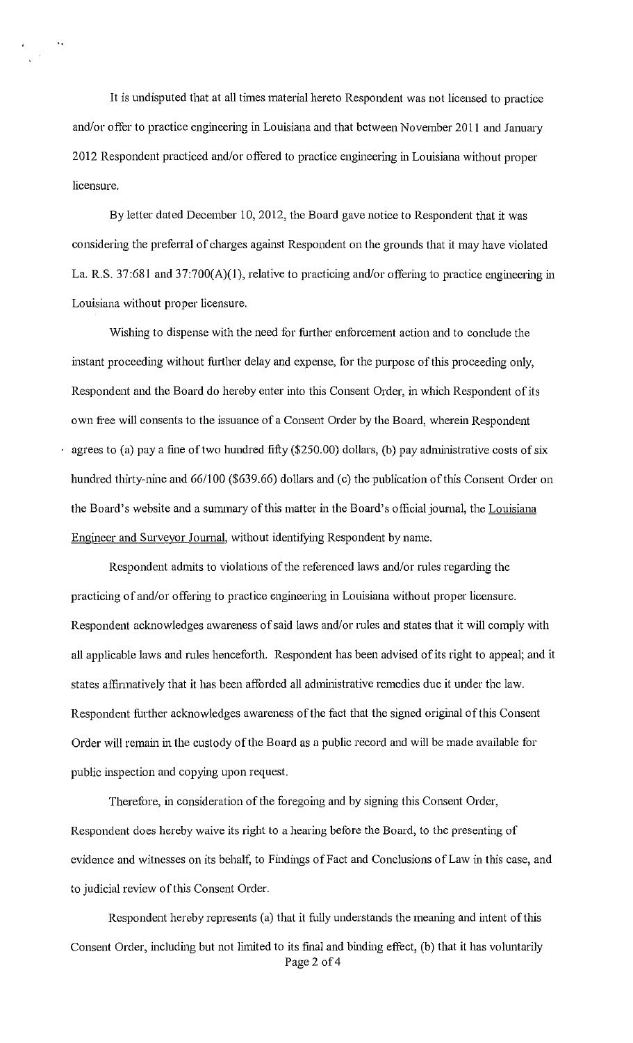It is undisputed that at all times material hereto Respondent was not licensed to practice and/or offer to practice engineering in Louisiana and that between November 2011 and January 2012 Respondent practiced and/or offered to practice engineering in Louisiana without proper licensure.

By letter dated December 10, 2012, the Board gave notice to Respondent that it was considering the preferral of charges against Respondent on the grounds that it may have violated La. R.S. 37:681 and 37:700(A)(1), relative to practicing and/or offering to practice engineering in Louisiana without proper licensure.

Wishing to dispense with the need for further enforcement action and to conclude the instant proceeding without further delay and expense, for the purpose of this proceeding only, Respondent and the Board do hereby enter into this Consent Order, in which Respondent of its own free will consents to the issuance of a Consent Order by the Board, wherein Respondent agrees to (a) pay a fine of two hundred fifty ($250.00) dollars, (b) pay administrative costs of six hundred thirty-nine and 66/100 ($639.66) dollars and (c) the publication of this Consent Order on the Board's website and a summary of this matter in the Board's official journal, the Louisiana Engineer and Surveyor Journal, without identifying Respondent by name.

Respondent admits to violations of the referenced laws and/or rules regarding the practicing of and/or offering to practice engineering in Louisiana without proper licensure. Respondent acknowledges awareness of said laws and/or rules and states that it will comply with all applicable laws and rules henceforth. Respondent has been advised of its right to appeal; and it states affirmatively that it has been afforded all administrative remedies due it under the law. Respondent further acknowledges awareness of the fact that the signed original of this Consent Order will remain in the custody of the Board as a public record and will be made available for public inspection and copying upon request.

Therefore, in consideration of the foregoing and by signing this Consent Order, Respondent does hereby waive its right to a hearing before the Board, to the presenting of evidence and witnesses on its behalf, to Findings of Fact and Conclusions of Law in this case, and to judicial review of this Consent Order.

Respondent hereby represents (a) that it fully understands the meaning and intent of this Consent Order, including but not limited to its final and binding effect, (b) that it has voluntarily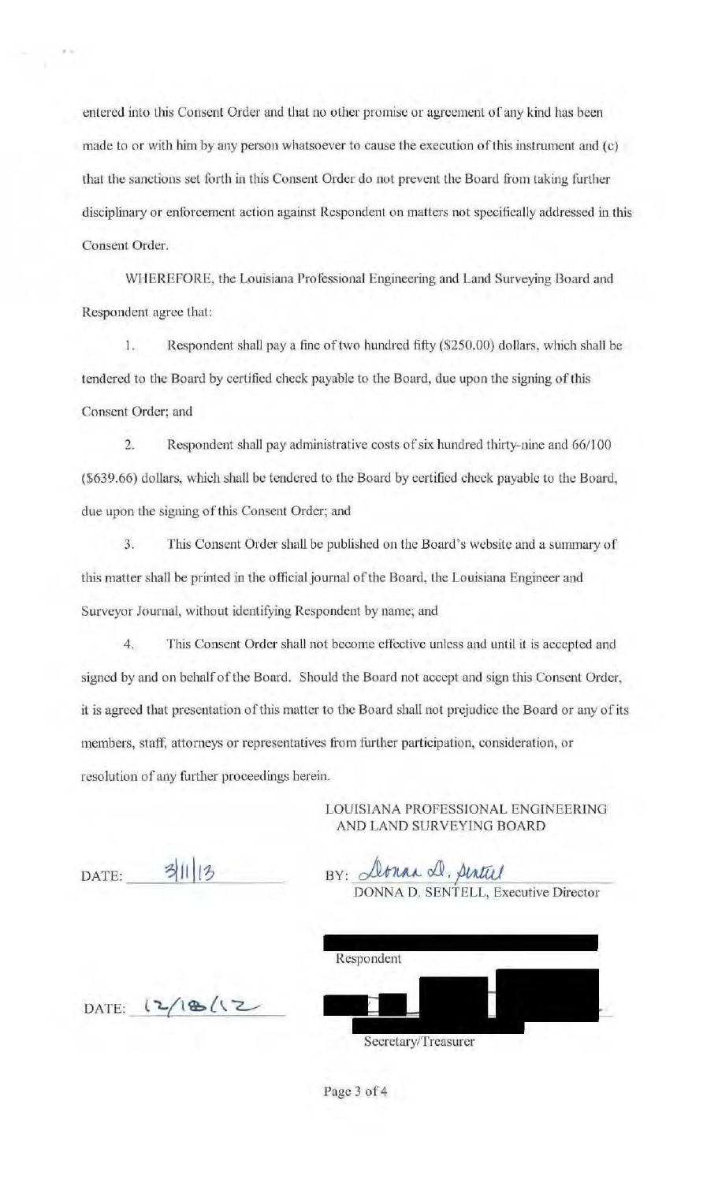entered into this Consent Order and that no other promise or agreement of any kind has been made to or with him by any person whatsoever to cause the execution of this instrument and (c) that the sanctions set forth in this Consent Order do not prevent the Board from taking further disciplinary or enforcement action against Respondent on matters not specifically addressed in this Consent Order.

WHEREFORE, the Louisiana Professional Engineering and Land Surveying Board and Respondent agree that:

1. Respondent shall pay a fine of two hundred fifty ($250.00) dollars, which shall be tendered to the Board by certified check payable to the Board, due upon the signing of this Consent Order; and

2. Respondent shall pay administrative costs of six hundred thirty-nine and 66/100 ($639.66) dollars, which shall be tendered to the Board by certified check payable to the Board, due upon the signing of this Consent Order; and

3. This Consent Order shall be published on the Board's website and a summary of this matter shall be printed in the official journal of the Board, the Louisiana Engineer and Surveyor Journal, without identifying Respondent by name; and

4. This Consent Order shall not become effective unless and until it is accepted and signed by and on behalf of the Board. Should the Board not accept and sign this Consent Order, it is agreed that presentation of this matter to the Board shall not prejudice the Board or any of its members, staff, attorneys or representatives from further participation, consideration, or resolution of any further proceedings herein.

LOUISIANA PROFESSIONAL ENGINEERING AND LAND SURVEYING BOARD

DATE: 3/11/13

BY: *Donna D. Sentell*
DONNA D. SENTELL, Executive Director

Respondent

DATE: 12/18/12

Secretary/Treasurer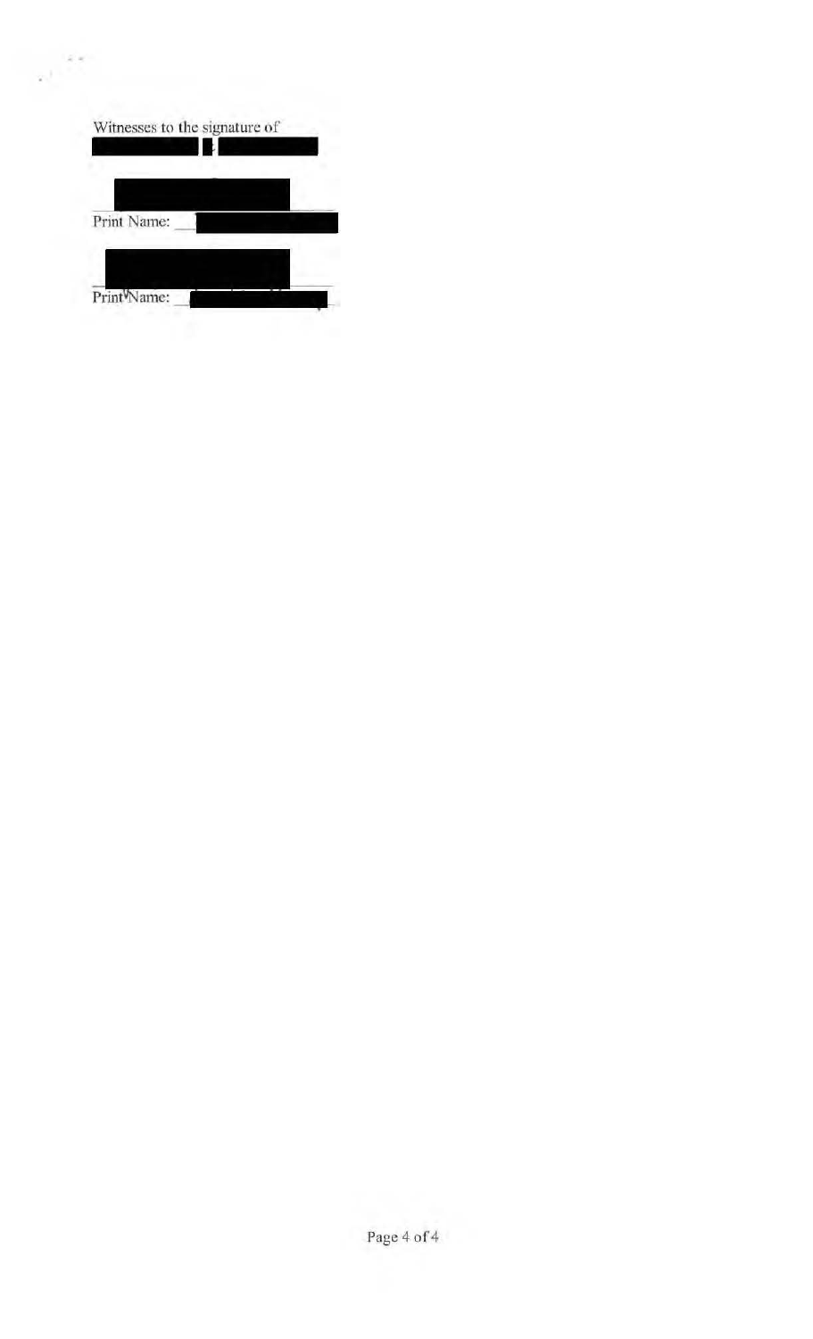Witnesses to the signature of
[REDACTED] & [REDACTED]

[REDACTED]
_______________________________
Print Name: [REDACTED]

[REDACTED]
_______________________________
Print Name: [REDACTED]